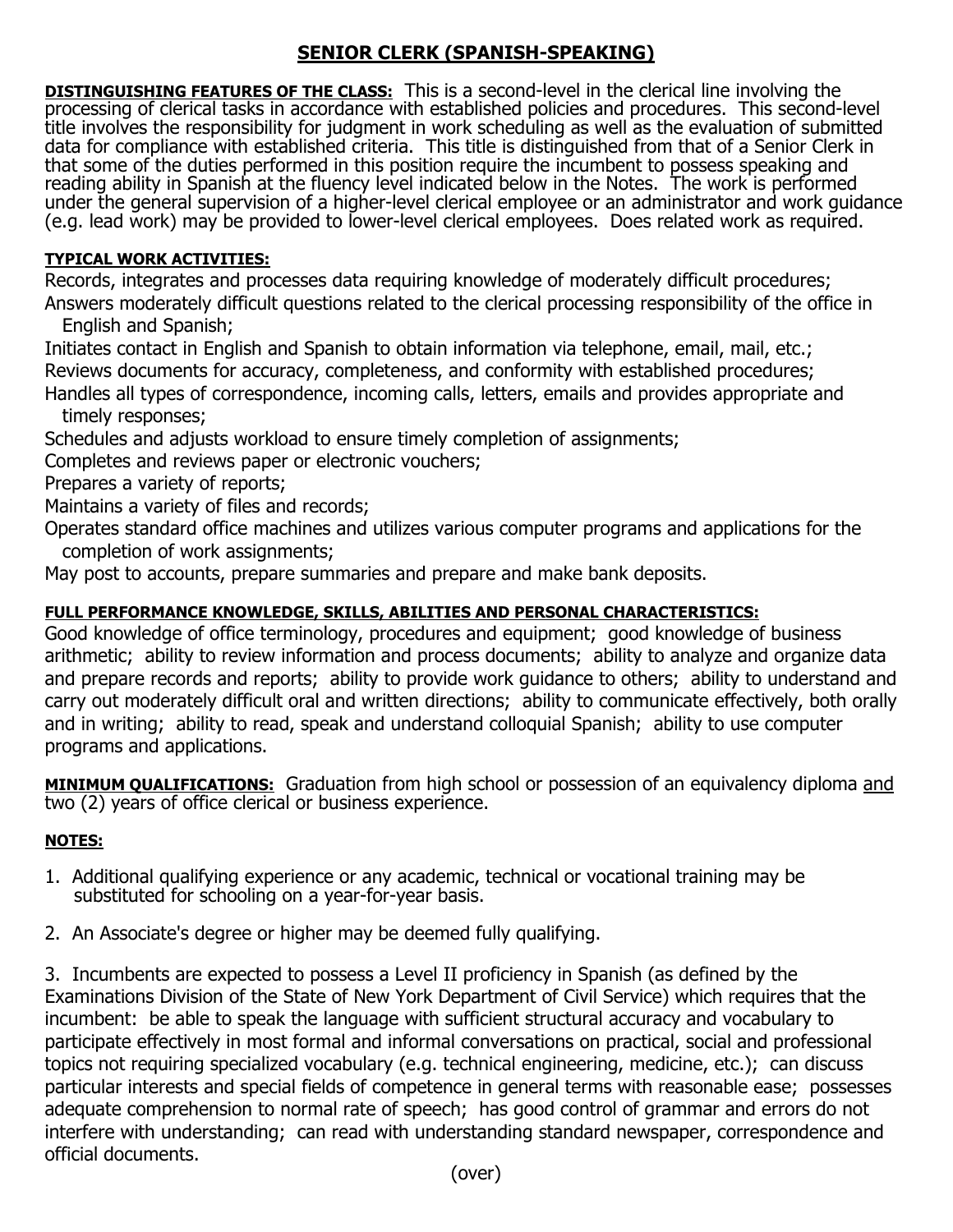# SENIOR CLERK (SPANISH-SPEAKING)

**DISTINGUISHING FEATURES OF THE CLASS:** This is a second-level in the clerical line involving the processing of clerical tasks in accordance with established policies and procedures. This second-level title involves the responsibility for judgment in work scheduling as well as the evaluation of submitted data for compliance with established criteria. This title is distinguished from that of a Senior Clerk in that some of the duties performed in this position require the incumbent to possess speaking and reading ability in Spanish at the fluency level indicated below in the Notes. The work is performed under the general supervision of a higher-level clerical employee or an administrator and work guidance (e.g. lead work) may be provided to lower-level clerical employees. Does related work as required.

**TYPICAL WORK ACTIVITIES:**

Records, integrates and processes data requiring knowledge of moderately difficult procedures;
Answers moderately difficult questions related to the clerical processing responsibility of the office in English and Spanish;
Initiates contact in English and Spanish to obtain information via telephone, email, mail, etc.;
Reviews documents for accuracy, completeness, and conformity with established procedures;
Handles all types of correspondence, incoming calls, letters, emails and provides appropriate and timely responses;
Schedules and adjusts workload to ensure timely completion of assignments;
Completes and reviews paper or electronic vouchers;
Prepares a variety of reports;
Maintains a variety of files and records;
Operates standard office machines and utilizes various computer programs and applications for the completion of work assignments;
May post to accounts, prepare summaries and prepare and make bank deposits.

**FULL PERFORMANCE KNOWLEDGE, SKILLS, ABILITIES AND PERSONAL CHARACTERISTICS:**
Good knowledge of office terminology, procedures and equipment; good knowledge of business arithmetic; ability to review information and process documents; ability to analyze and organize data and prepare records and reports; ability to provide work guidance to others; ability to understand and carry out moderately difficult oral and written directions; ability to communicate effectively, both orally and in writing; ability to read, speak and understand colloquial Spanish; ability to use computer programs and applications.

**MINIMUM QUALIFICATIONS:** Graduation from high school or possession of an equivalency diploma and two (2) years of office clerical or business experience.

**NOTES:**

1. Additional qualifying experience or any academic, technical or vocational training may be substituted for schooling on a year-for-year basis.

2. An Associate's degree or higher may be deemed fully qualifying.

3. Incumbents are expected to possess a Level II proficiency in Spanish (as defined by the Examinations Division of the State of New York Department of Civil Service) which requires that the incumbent: be able to speak the language with sufficient structural accuracy and vocabulary to participate effectively in most formal and informal conversations on practical, social and professional topics not requiring specialized vocabulary (e.g. technical engineering, medicine, etc.); can discuss particular interests and special fields of competence in general terms with reasonable ease; possesses adequate comprehension to normal rate of speech; has good control of grammar and errors do not interfere with understanding; can read with understanding standard newspaper, correspondence and official documents.

(over)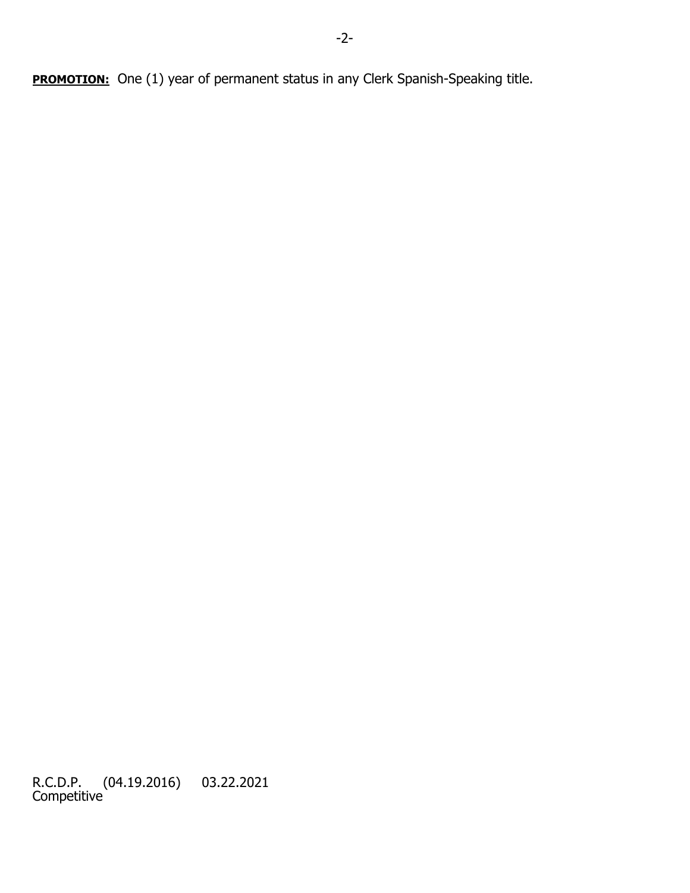**PROMOTION:** One (1) year of permanent status in any Clerk Spanish-Speaking title.

R.C.D.P. (04.19.2016) 03.22.2021
Competitive